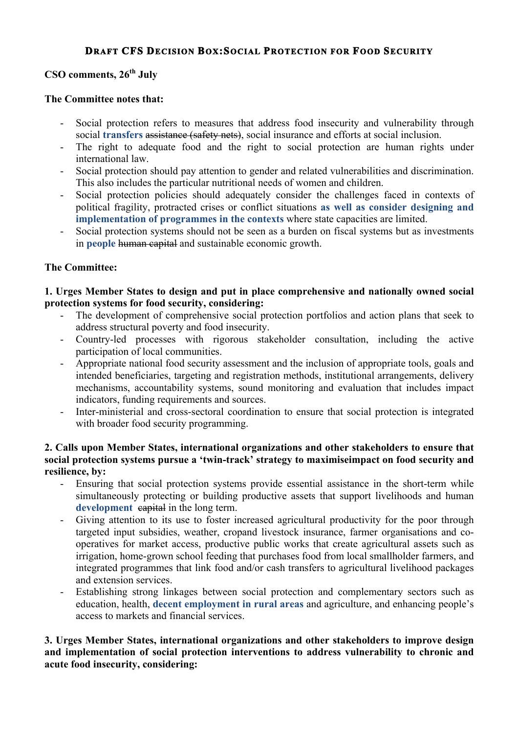## Draft CFS Decision Box: Social Protection for Food Security

**CSO comments, 26th July**

**The Committee notes that:**

- Social protection refers to measures that address food insecurity and vulnerability through social **transfers** ~~assistance (safety nets)~~, social insurance and efforts at social inclusion.
- The right to adequate food and the right to social protection are human rights under international law.
- Social protection should pay attention to gender and related vulnerabilities and discrimination. This also includes the particular nutritional needs of women and children.
- Social protection policies should adequately consider the challenges faced in contexts of political fragility, protracted crises or conflict situations **as well as consider designing and implementation of programmes in the contexts** where state capacities are limited.
- Social protection systems should not be seen as a burden on fiscal systems but as investments in **people** ~~human capital~~ and sustainable economic growth.

**The Committee:**

**1. Urges Member States to design and put in place comprehensive and nationally owned social protection systems for food security, considering:**

- The development of comprehensive social protection portfolios and action plans that seek to address structural poverty and food insecurity.
- Country-led processes with rigorous stakeholder consultation, including the active participation of local communities.
- Appropriate national food security assessment and the inclusion of appropriate tools, goals and intended beneficiaries, targeting and registration methods, institutional arrangements, delivery mechanisms, accountability systems, sound monitoring and evaluation that includes impact indicators, funding requirements and sources.
- Inter-ministerial and cross-sectoral coordination to ensure that social protection is integrated with broader food security programming.

**2. Calls upon Member States, international organizations and other stakeholders to ensure that social protection systems pursue a 'twin-track' strategy to maximiseimpact on food security and resilience, by:**

- Ensuring that social protection systems provide essential assistance in the short-term while simultaneously protecting or building productive assets that support livelihoods and human **development** ~~capital~~ in the long term.
- Giving attention to its use to foster increased agricultural productivity for the poor through targeted input subsidies, weather, cropand livestock insurance, farmer organisations and co-operatives for market access, productive public works that create agricultural assets such as irrigation, home-grown school feeding that purchases food from local smallholder farmers, and integrated programmes that link food and/or cash transfers to agricultural livelihood packages and extension services.
- Establishing strong linkages between social protection and complementary sectors such as education, health, **decent employment in rural areas** and agriculture, and enhancing people's access to markets and financial services.

**3. Urges Member States, international organizations and other stakeholders to improve design and implementation of social protection interventions to address vulnerability to chronic and acute food insecurity, considering:**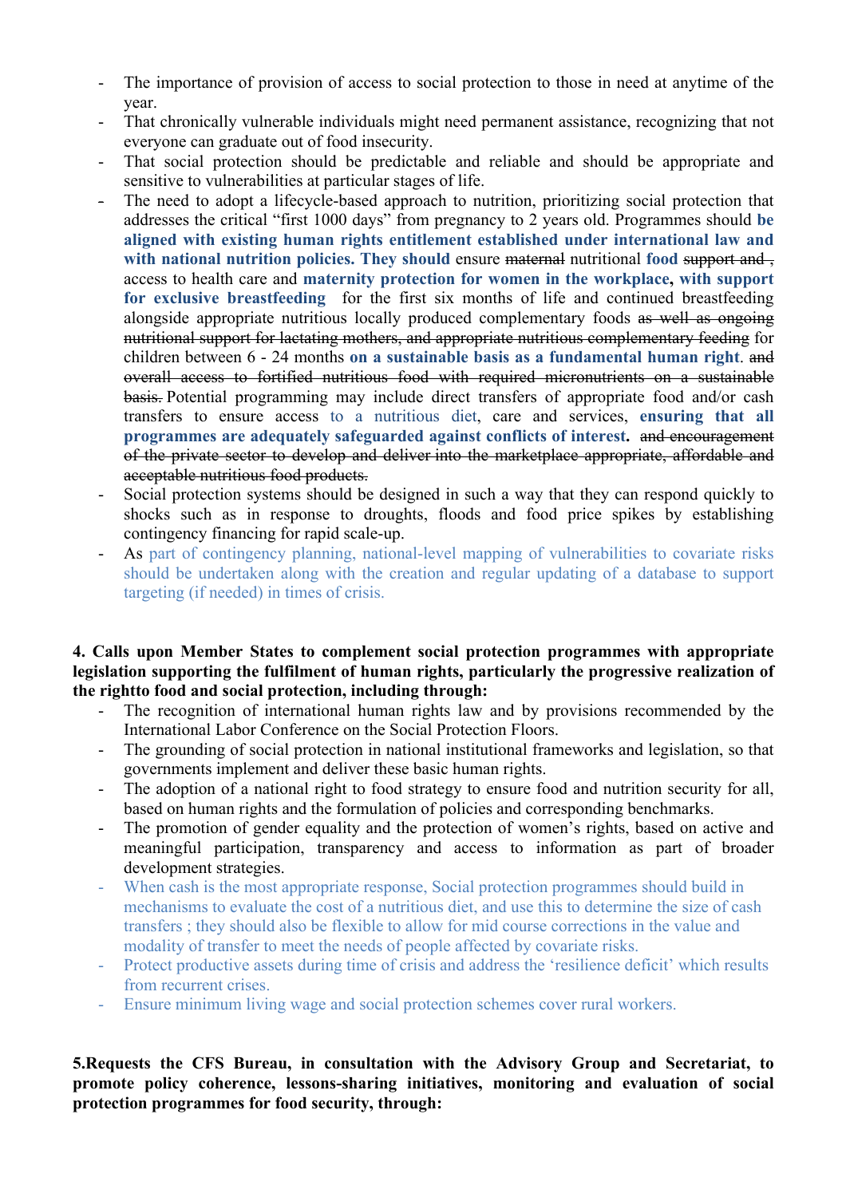- The importance of provision of access to social protection to those in need at anytime of the year.
- That chronically vulnerable individuals might need permanent assistance, recognizing that not everyone can graduate out of food insecurity.
- That social protection should be predictable and reliable and should be appropriate and sensitive to vulnerabilities at particular stages of life.
- The need to adopt a lifecycle-based approach to nutrition, prioritizing social protection that addresses the critical "first 1000 days" from pregnancy to 2 years old. Programmes should **be aligned with existing human rights entitlement established under international law and with national nutrition policies. They should** ensure ~~maternal~~ nutritional **food** ~~support and~~ , access to health care and **maternity protection for women in the workplace, with support for exclusive breastfeeding** for the first six months of life and continued breastfeeding alongside appropriate nutritious locally produced complementary foods ~~as well as ongoing nutritional support for lactating mothers, and appropriate nutritious complementary feeding~~ for children between 6 - 24 months **on a sustainable basis as a fundamental human right**. ~~and overall access to fortified nutritious food with required micronutrients on a sustainable basis.~~ Potential programming may include direct transfers of appropriate food and/or cash transfers to ensure access to a nutritious diet, care and services, **ensuring that all programmes are adequately safeguarded against conflicts of interest.** ~~and encouragement of the private sector to develop and deliver into the marketplace appropriate, affordable and acceptable nutritious food products.~~
- Social protection systems should be designed in such a way that they can respond quickly to shocks such as in response to droughts, floods and food price spikes by establishing contingency financing for rapid scale-up.
- As part of contingency planning, national-level mapping of vulnerabilities to covariate risks should be undertaken along with the creation and regular updating of a database to support targeting (if needed) in times of crisis.

**4. Calls upon Member States to complement social protection programmes with appropriate legislation supporting the fulfilment of human rights, particularly the progressive realization of the rightto food and social protection, including through:**

- The recognition of international human rights law and by provisions recommended by the International Labor Conference on the Social Protection Floors.
- The grounding of social protection in national institutional frameworks and legislation, so that governments implement and deliver these basic human rights.
- The adoption of a national right to food strategy to ensure food and nutrition security for all, based on human rights and the formulation of policies and corresponding benchmarks.
- The promotion of gender equality and the protection of women's rights, based on active and meaningful participation, transparency and access to information as part of broader development strategies.
- When cash is the most appropriate response, Social protection programmes should build in mechanisms to evaluate the cost of a nutritious diet, and use this to determine the size of cash transfers ; they should also be flexible to allow for mid course corrections in the value and modality of transfer to meet the needs of people affected by covariate risks.
- Protect productive assets during time of crisis and address the 'resilience deficit' which results from recurrent crises.
- Ensure minimum living wage and social protection schemes cover rural workers.

**5.Requests the CFS Bureau, in consultation with the Advisory Group and Secretariat, to promote policy coherence, lessons-sharing initiatives, monitoring and evaluation of social protection programmes for food security, through:**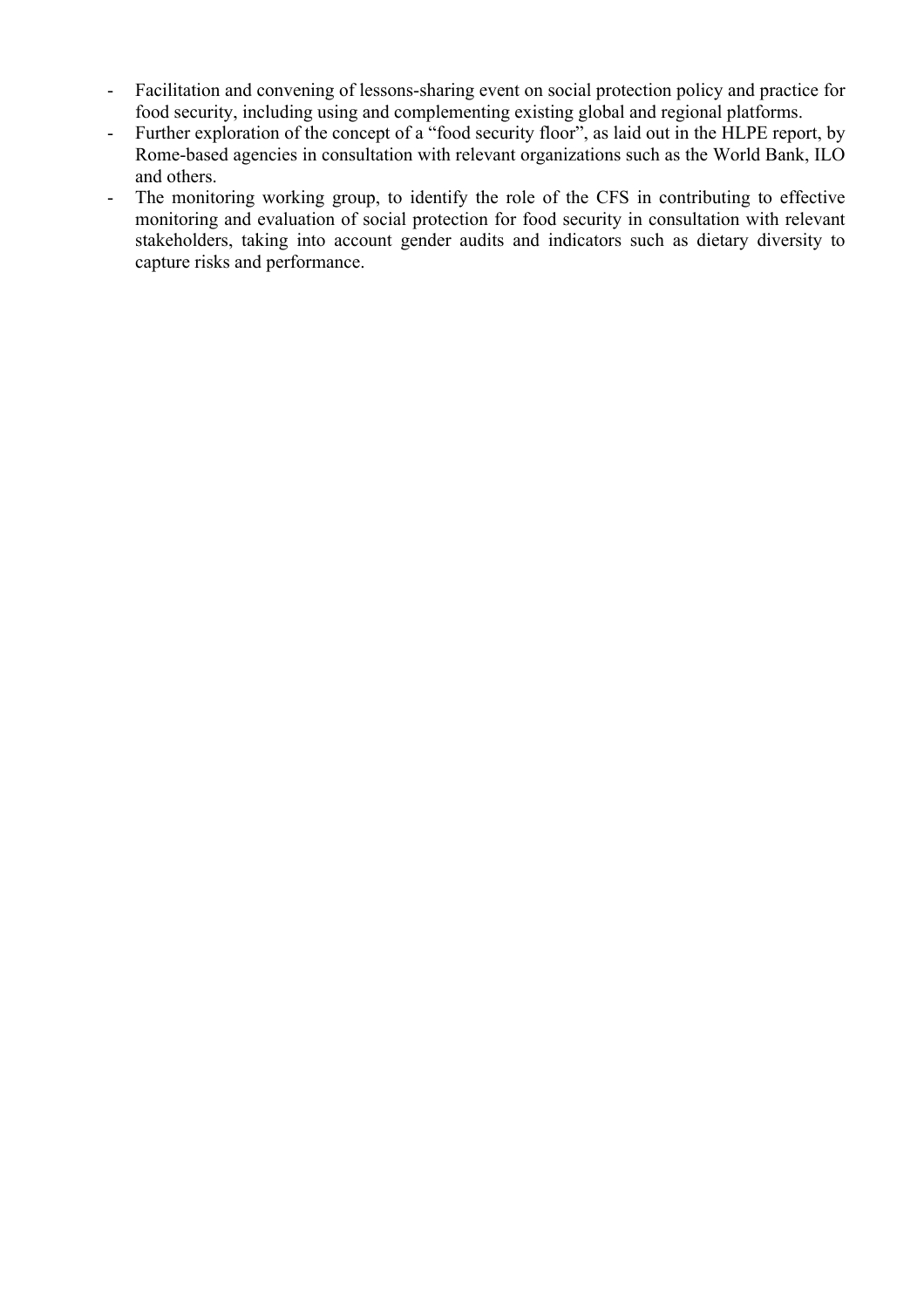- Facilitation and convening of lessons-sharing event on social protection policy and practice for food security, including using and complementing existing global and regional platforms.
- Further exploration of the concept of a "food security floor", as laid out in the HLPE report, by Rome-based agencies in consultation with relevant organizations such as the World Bank, ILO and others.
- The monitoring working group, to identify the role of the CFS in contributing to effective monitoring and evaluation of social protection for food security in consultation with relevant stakeholders, taking into account gender audits and indicators such as dietary diversity to capture risks and performance.